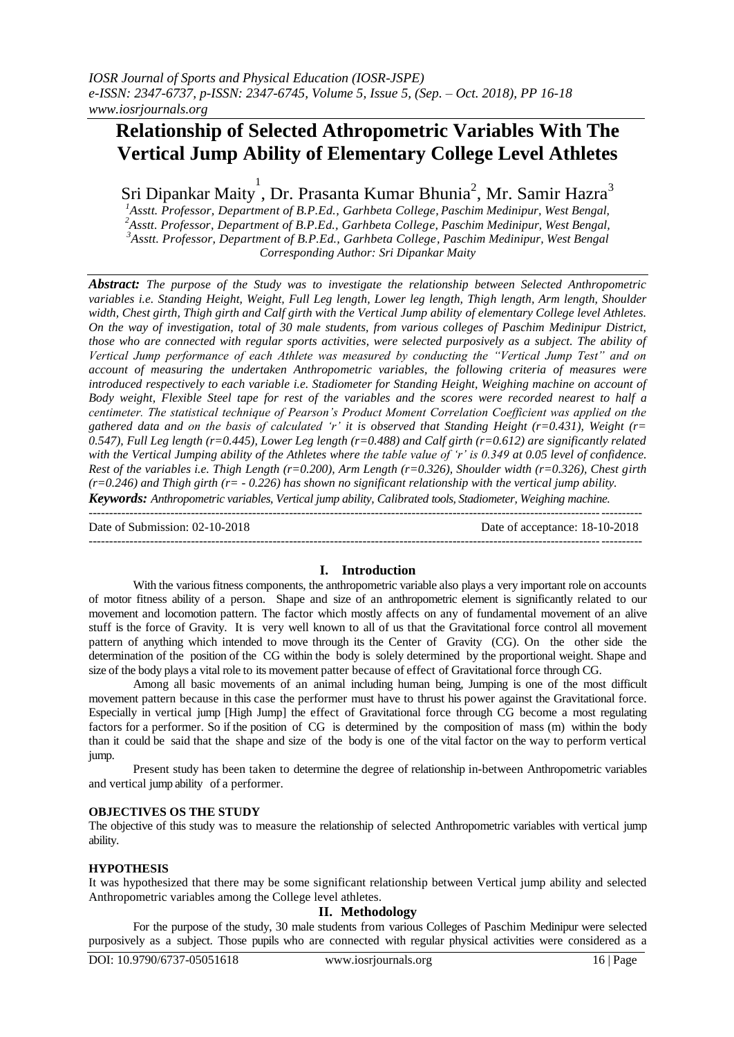# Relationship of Selected Athropometric Variables With The Vertical Jump Ability of Elementary College Level Athletes

Sri Dipankar Maity[1], Dr. Prasanta Kumar Bhunia[2], Mr. Samir Hazra[3]

[1]Asstt. Professor, Department of B.P.Ed., Garhbeta College, Paschim Medinipur, West Bengal,
[2]Asstt. Professor, Department of B.P.Ed., Garhbeta College, Paschim Medinipur, West Bengal,
[3]Asstt. Professor, Department of B.P.Ed., Garhbeta College, Paschim Medinipur, West Bengal
*Corresponding Author: Sri Dipankar Maity*

***Abstract:*** *The purpose of the Study was to investigate the relationship between Selected Anthropometric variables i.e. Standing Height, Weight, Full Leg length, Lower leg length, Thigh length, Arm length, Shoulder width, Chest girth, Thigh girth and Calf girth with the Vertical Jump ability of elementary College level Athletes. On the way of investigation, total of 30 male students, from various colleges of Paschim Medinipur District, those who are connected with regular sports activities, were selected purposively as a subject. The ability of Vertical Jump performance of each Athlete was measured by conducting the "Vertical Jump Test" and on account of measuring the undertaken Anthropometric variables, the following criteria of measures were introduced respectively to each variable i.e. Stadiometer for Standing Height, Weighing machine on account of Body weight, Flexible Steel tape for rest of the variables and the scores were recorded nearest to half a centimeter. The statistical technique of Pearson's Product Moment Correlation Coefficient was applied on the gathered data and on the basis of calculated 'r' it is observed that Standing Height (r=0.431), Weight (r= 0.547), Full Leg length (r=0.445), Lower Leg length (r=0.488) and Calf girth (r=0.612) are significantly related with the Vertical Jumping ability of the Athletes where the table value of 'r' is 0.349 at 0.05 level of confidence. Rest of the variables i.e. Thigh Length (r=0.200), Arm Length (r=0.326), Shoulder width (r=0.326), Chest girth (r=0.246) and Thigh girth (r= - 0.226) has shown no significant relationship with the vertical jump ability.*

***Keywords:*** *Anthropometric variables, Vertical jump ability, Calibrated tools, Stadiometer, Weighing machine.*

---

Date of Submission: 02-10-2018 Date of acceptance: 18-10-2018

---

## I. Introduction

With the various fitness components, the anthropometric variable also plays a very important role on accounts of motor fitness ability of a person. Shape and size of an anthropometric element is significantly related to our movement and locomotion pattern. The factor which mostly affects on any of fundamental movement of an alive stuff is the force of Gravity. It is very well known to all of us that the Gravitational force control all movement pattern of anything which intended to move through its the Center of Gravity (CG). On the other side the determination of the position of the CG within the body is solely determined by the proportional weight. Shape and size of the body plays a vital role to its movement patter because of effect of Gravitational force through CG.

Among all basic movements of an animal including human being, Jumping is one of the most difficult movement pattern because in this case the performer must have to thrust his power against the Gravitational force. Especially in vertical jump [High Jump] the effect of Gravitational force through CG become a most regulating factors for a performer. So if the position of CG is determined by the composition of mass (m) within the body than it could be said that the shape and size of the body is one of the vital factor on the way to perform vertical jump.

Present study has been taken to determine the degree of relationship in-between Anthropometric variables and vertical jump ability of a performer.

### OBJECTIVES OS THE STUDY

The objective of this study was to measure the relationship of selected Anthropometric variables with vertical jump ability.

### HYPOTHESIS

It was hypothesized that there may be some significant relationship between Vertical jump ability and selected Anthropometric variables among the College level athletes.

## II. Methodology

For the purpose of the study, 30 male students from various Colleges of Paschim Medinipur were selected purposively as a subject. Those pupils who are connected with regular physical activities were considered as a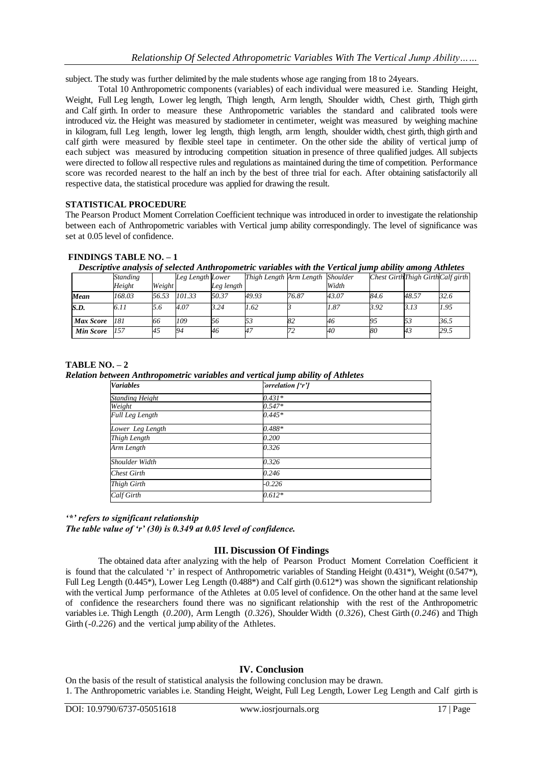subject. The study was further delimited by the male students whose age ranging from 18 to 24years.

Total 10 Anthropometric components (variables) of each individual were measured i.e. Standing Height, Weight, Full Leg length, Lower leg length, Thigh length, Arm length, Shoulder width, Chest girth, Thigh girth and Calf girth. In order to measure these Anthropometric variables the standard and calibrated tools were introduced viz. the Height was measured by stadiometer in centimeter, weight was measured by weighing machine in kilogram, full Leg length, lower leg length, thigh length, arm length, shoulder width, chest girth, thigh girth and calf girth were measured by flexible steel tape in centimeter. On the other side the ability of vertical jump of each subject was measured by introducing competition situation in presence of three qualified judges. All subjects were directed to follow all respective rules and regulations as maintained during the time of competition. Performance score was recorded nearest to the half an inch by the best of three trial for each. After obtaining satisfactorily all respective data, the statistical procedure was applied for drawing the result.

**STATISTICAL PROCEDURE**

The Pearson Product Moment Correlation Coefficient technique was introduced in order to investigate the relationship between each of Anthropometric variables with Vertical jump ability correspondingly. The level of significance was set at 0.05 level of confidence.

**FINDINGS TABLE NO. – 1**

***Descriptive analysis of selected Anthropometric variables with the Vertical jump ability among Athletes***

| | *Standing Height* | *Weight* | *Leg Length* | *Lower Leg length* | *Thigh Length* | *Arm Length* | *Shoulder Width* | *Chest Girth* | *Thigh Girth* | *Calf girth* |
|---|---|---|---|---|---|---|---|---|---|---|
| ***Mean*** | *168.03* | *56.53* | *101.33* | *50.37* | *49.93* | *76.87* | *43.07* | *84.6* | *48.57* | *32.6* |
| ***S.D.*** | *6.11* | *5.6* | *4.07* | *3.24* | *1.62* | *3* | *1.87* | *3.92* | *3.13* | *1.95* |
| ***Max Score*** | *181* | *66* | *109* | *56* | *53* | *82* | *46* | *95* | *53* | *36.5* |
| ***Min Score*** | *157* | *45* | *94* | *46* | *47* | *72* | *40* | *80* | *43* | *29.5* |

**TABLE NO. – 2**

***Relation between Anthropometric variables and vertical jump ability of Athletes***

| *Variables* | *Correlation ['r']* |
|---|---|
| *Standing Height* | *0.431\** |
| *Weight* | *0.547\** |
| *Full Leg Length* | *0.445\** |
| *Lower Leg Length* | *0.488\** |
| *Thigh Length* | *0.200* |
| *Arm Length* | *0.326* |
| *Shoulder Width* | *0.326* |
| *Chest Girth* | *0.246* |
| *Thigh Girth* | *-0.226* |
| *Calf Girth* | *0.612\** |

***'\*' refers to significant relationship***

***The table value of 'r' (30) is 0.349 at 0.05 level of confidence.***

## III. Discussion Of Findings

The obtained data after analyzing with the help of Pearson Product Moment Correlation Coefficient it is found that the calculated 'r' in respect of Anthropometric variables of Standing Height (0.431*), Weight (0.547*), Full Leg Length (0.445*), Lower Leg Length (0.488*) and Calf girth (0.612*) was shown the significant relationship with the vertical Jump performance of the Athletes at 0.05 level of confidence. On the other hand at the same level of confidence the researchers found there was no significant relationship with the rest of the Anthropometric variables i.e. Thigh Length (*0.200*), Arm Length (*0.326*), Shoulder Width (*0.326*), Chest Girth (*0.246*) and Thigh Girth (*-0.226*) and the vertical jump ability of the Athletes.

## IV. Conclusion

On the basis of the result of statistical analysis the following conclusion may be drawn.

1. The Anthropometric variables i.e. Standing Height, Weight, Full Leg Length, Lower Leg Length and Calf girth is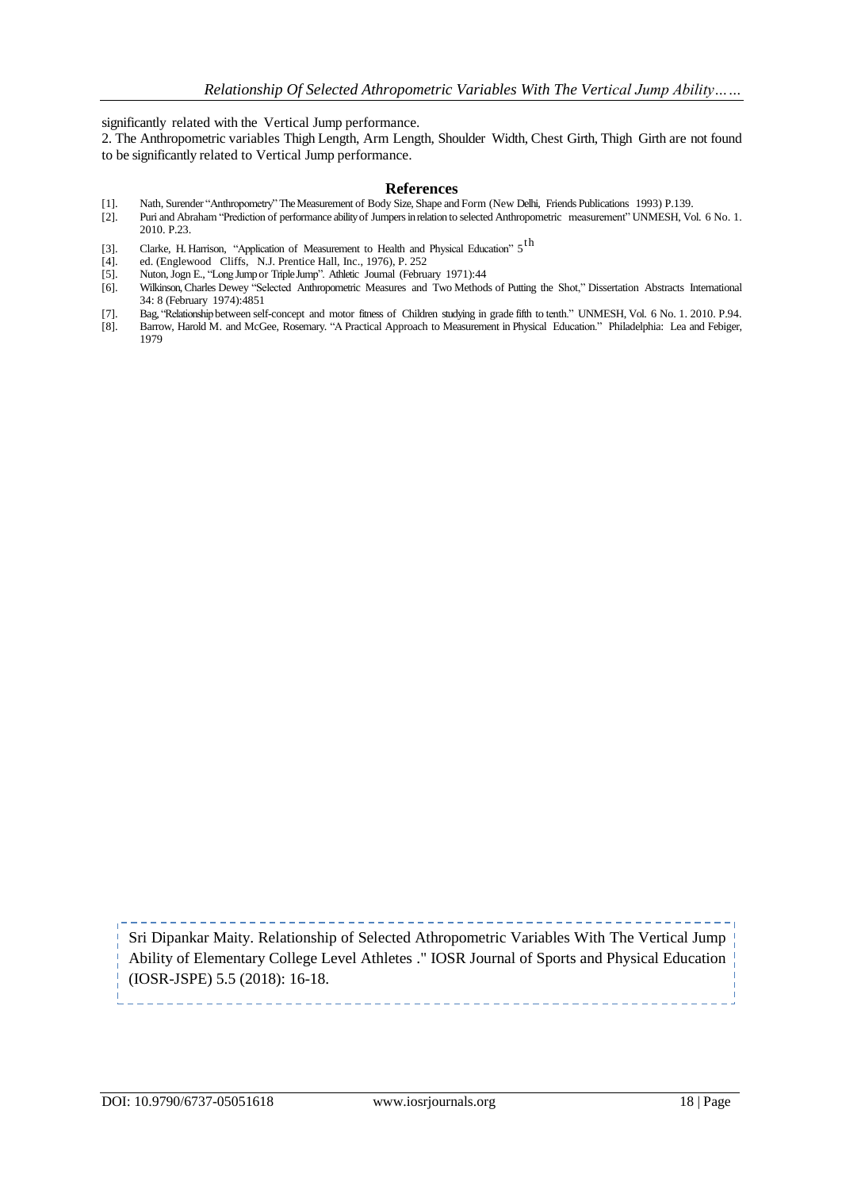significantly related with the Vertical Jump performance.

2. The Anthropometric variables Thigh Length, Arm Length, Shoulder Width, Chest Girth, Thigh Girth are not found to be significantly related to Vertical Jump performance.

## References

[1]. Nath, Surender "Anthropometry" The Measurement of Body Size, Shape and Form (New Delhi, Friends Publications 1993) P.139.

[2]. Puri and Abraham "Prediction of performance ability of Jumpers in relation to selected Anthropometric measurement" UNMESH, Vol. 6 No. 1. 2010. P.23.

[3]. Clarke, H. Harrison, "Application of Measurement to Health and Physical Education" $5^{th}$

[4]. ed. (Englewood Cliffs, N.J. Prentice Hall, Inc., 1976), P. 252

[5]. Nuton, Jogn E., "Long Jump or Triple Jump". Athletic Journal (February 1971):44

[6]. Wilkinson, Charles Dewey "Selected Anthropometric Measures and Two Methods of Putting the Shot," Dissertation Abstracts International 34: 8 (February 1974):4851

[7]. Bag, "Relationship between self-concept and motor fitness of Children studying in grade fifth to tenth." UNMESH, Vol. 6 No. 1. 2010. P.94.

[8]. Barrow, Harold M. and McGee, Rosemary. "A Practical Approach to Measurement in Physical Education." Philadelphia: Lea and Febiger, 1979

Sri Dipankar Maity. Relationship of Selected Athropometric Variables With The Vertical Jump Ability of Elementary College Level Athletes ." IOSR Journal of Sports and Physical Education (IOSR-JSPE) 5.5 (2018): 16-18.